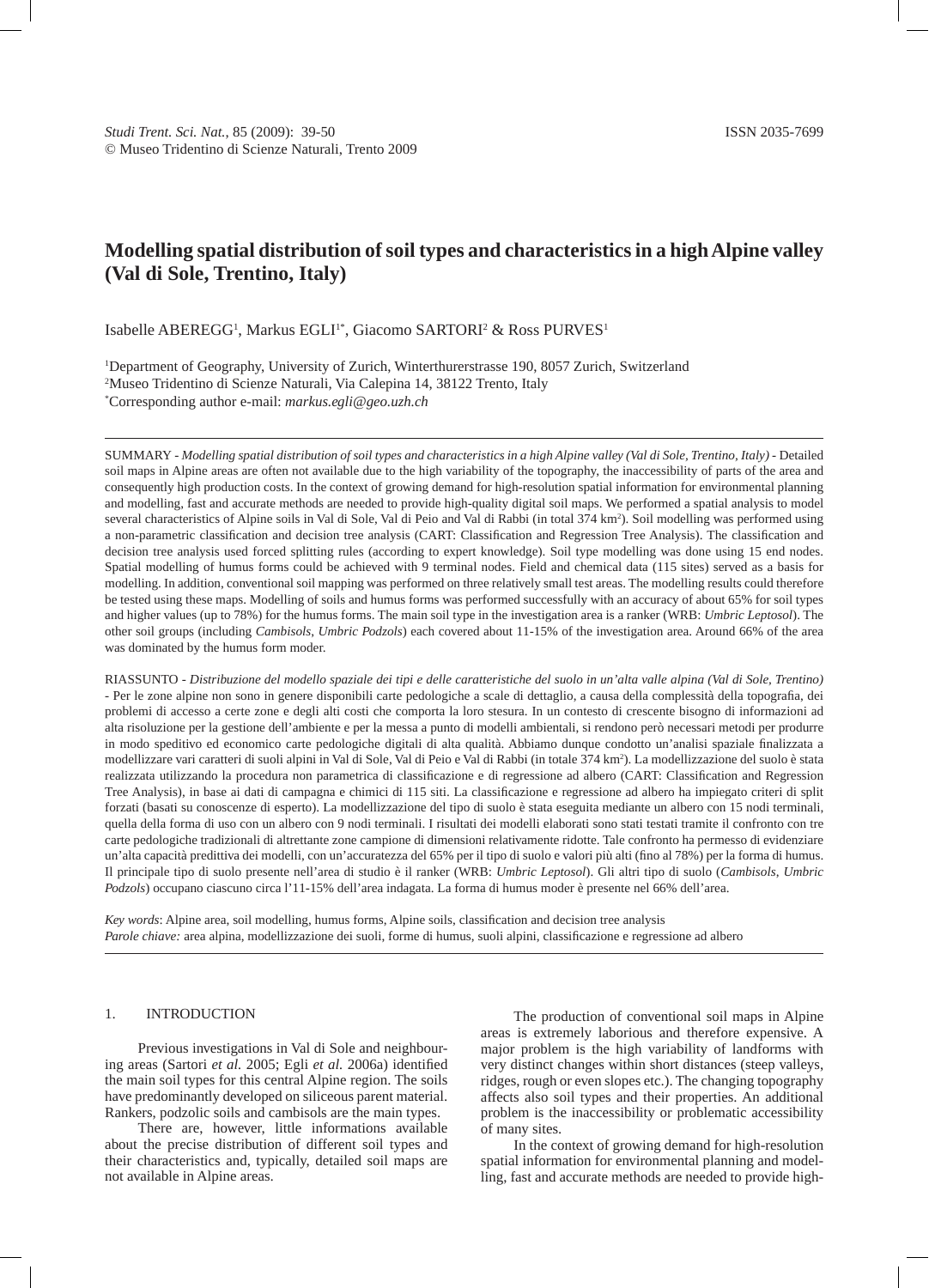# Modelling spatial distribution of soil types and characteristics in a high Alpine valley (Val di Sole, Trentino, Italy)

Isabelle ABEREGG[1], Markus EGLI[1*], Giacomo SARTORI[2] & Ross PURVES[1]

[1]Department of Geography, University of Zurich, Winterthurerstrasse 190, 8057 Zurich, Switzerland
[2]Museo Tridentino di Scienze Naturali, Via Calepina 14, 38122 Trento, Italy
[*]Corresponding author e-mail: *markus.egli@geo.uzh.ch*

---

SUMMARY - *Modelling spatial distribution of soil types and characteristics in a high Alpine valley (Val di Sole, Trentino, Italy)* - Detailed soil maps in Alpine areas are often not available due to the high variability of the topography, the inaccessibility of parts of the area and consequently high production costs. In the context of growing demand for high-resolution spatial information for environmental planning and modelling, fast and accurate methods are needed to provide high-quality digital soil maps. We performed a spatial analysis to model several characteristics of Alpine soils in Val di Sole, Val di Peio and Val di Rabbi (in total 374 km$^2$). Soil modelling was performed using a non-parametric classification and decision tree analysis (CART: Classification and Regression Tree Analysis). The classification and decision tree analysis used forced splitting rules (according to expert knowledge). Soil type modelling was done using 15 end nodes. Spatial modelling of humus forms could be achieved with 9 terminal nodes. Field and chemical data (115 sites) served as a basis for modelling. In addition, conventional soil mapping was performed on three relatively small test areas. The modelling results could therefore be tested using these maps. Modelling of soils and humus forms was performed successfully with an accuracy of about 65% for soil types and higher values (up to 78%) for the humus forms. The main soil type in the investigation area is a ranker (WRB: *Umbric Leptosol*). The other soil groups (including *Cambisols*, *Umbric Podzols*) each covered about 11-15% of the investigation area. Around 66% of the area was dominated by the humus form moder.

RIASSUNTO - *Distribuzione del modello spaziale dei tipi e delle caratteristiche del suolo in un'alta valle alpina (Val di Sole, Trentino)* - Per le zone alpine non sono in genere disponibili carte pedologiche a scale di dettaglio, a causa della complessità della topografia, dei problemi di accesso a certe zone e degli alti costi che comporta la loro stesura. In un contesto di crescente bisogno di informazioni ad alta risoluzione per la gestione dell'ambiente e per la messa a punto di modelli ambientali, si rendono però necessari metodi per produrre in modo speditivo ed economico carte pedologiche digitali di alta qualità. Abbiamo dunque condotto un'analisi spaziale finalizzata a modellizzare vari caratteri di suoli alpini in Val di Sole, Val di Peio e Val di Rabbi (in totale 374 km$^2$). La modellizzazione del suolo è stata realizzata utilizzando la procedura non parametrica di classificazione e di regressione ad albero (CART: Classification and Regression Tree Analysis), in base ai dati di campagna e chimici di 115 siti. La classificazione e regressione ad albero ha impiegato criteri di split forzati (basati su conoscenze di esperto). La modellizzazione del tipo di suolo è stata eseguita mediante un albero con 15 nodi terminali, quella della forma di uso con un albero con 9 nodi terminali. I risultati dei modelli elaborati sono stati testati tramite il confronto con tre carte pedologiche tradizionali di altrettante zone campione di dimensioni relativamente ridotte. Tale confronto ha permesso di evidenziare un'alta capacità predittiva dei modelli, con un'accuratezza del 65% per il tipo di suolo e valori più alti (fino al 78%) per la forma di humus. Il principale tipo di suolo presente nell'area di studio è il ranker (WRB: *Umbric Leptosol*). Gli altri tipo di suolo (*Cambisols*, *Umbric Podzols*) occupano ciascuno circa l'11-15% dell'area indagata. La forma di humus moder è presente nel 66% dell'area.

*Key words*: Alpine area, soil modelling, humus forms, Alpine soils, classification and decision tree analysis
*Parole chiave:* area alpina, modellizzazione dei suoli, forme di humus, suoli alpini, classificazione e regressione ad albero

---

## 1. INTRODUCTION

Previous investigations in Val di Sole and neighbouring areas (Sartori *et al.* 2005; Egli *et al.* 2006a) identified the main soil types for this central Alpine region. The soils have predominantly developed on siliceous parent material. Rankers, podzolic soils and cambisols are the main types.

There are, however, little informations available about the precise distribution of different soil types and their characteristics and, typically, detailed soil maps are not available in Alpine areas.

The production of conventional soil maps in Alpine areas is extremely laborious and therefore expensive. A major problem is the high variability of landforms with very distinct changes within short distances (steep valleys, ridges, rough or even slopes etc.). The changing topography affects also soil types and their properties. An additional problem is the inaccessibility or problematic accessibility of many sites.

In the context of growing demand for high-resolution spatial information for environmental planning and modelling, fast and accurate methods are needed to provide high-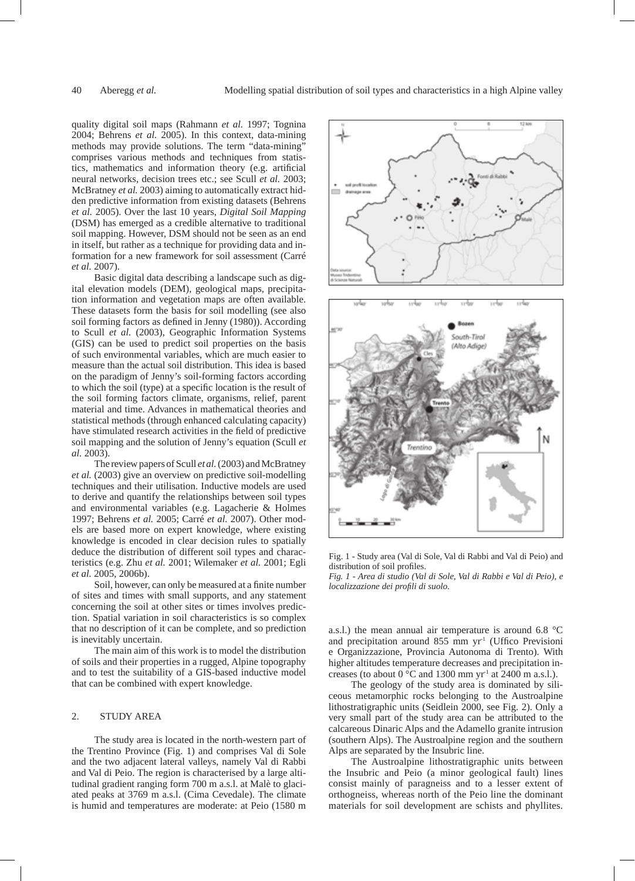quality digital soil maps (Rahmann *et al.* 1997; Tognina 2004; Behrens *et al.* 2005). In this context, data-mining methods may provide solutions. The term "data-mining" comprises various methods and techniques from statistics, mathematics and information theory (e.g. artificial neural networks, decision trees etc.; see Scull *et al.* 2003; McBratney *et al.* 2003) aiming to automatically extract hidden predictive information from existing datasets (Behrens *et al.* 2005). Over the last 10 years, *Digital Soil Mapping* (DSM) has emerged as a credible alternative to traditional soil mapping. However, DSM should not be seen as an end in itself, but rather as a technique for providing data and information for a new framework for soil assessment (Carré *et al.* 2007).

Basic digital data describing a landscape such as digital elevation models (DEM), geological maps, precipitation information and vegetation maps are often available. These datasets form the basis for soil modelling (see also soil forming factors as defined in Jenny (1980)). According to Scull *et al.* (2003), Geographic Information Systems (GIS) can be used to predict soil properties on the basis of such environmental variables, which are much easier to measure than the actual soil distribution. This idea is based on the paradigm of Jenny's soil-forming factors according to which the soil (type) at a specific location is the result of the soil forming factors climate, organisms, relief, parent material and time. Advances in mathematical theories and statistical methods (through enhanced calculating capacity) have stimulated research activities in the field of predictive soil mapping and the solution of Jenny's equation (Scull *et al.* 2003).

The review papers of Scull *et al.* (2003) and McBratney *et al.* (2003) give an overview on predictive soil-modelling techniques and their utilisation. Inductive models are used to derive and quantify the relationships between soil types and environmental variables (e.g. Lagacherie & Holmes 1997; Behrens *et al.* 2005; Carré *et al.* 2007). Other models are based more on expert knowledge, where existing knowledge is encoded in clear decision rules to spatially deduce the distribution of different soil types and characteristics (e.g. Zhu *et al.* 2001; Wilemaker *et al.* 2001; Egli *et al.* 2005, 2006b).

Soil, however, can only be measured at a finite number of sites and times with small supports, and any statement concerning the soil at other sites or times involves prediction. Spatial variation in soil characteristics is so complex that no description of it can be complete, and so prediction is inevitably uncertain.

The main aim of this work is to model the distribution of soils and their properties in a rugged, Alpine topography and to test the suitability of a GIS-based inductive model that can be combined with expert knowledge.

## 2. STUDY AREA

The study area is located in the north-western part of the Trentino Province (Fig. 1) and comprises Val di Sole and the two adjacent lateral valleys, namely Val di Rabbi and Val di Peio. The region is characterised by a large altitudinal gradient ranging form 700 m a.s.l. at Malè to glaciated peaks at 3769 m a.s.l. (Cima Cevedale). The climate is humid and temperatures are moderate: at Peio (1580 m a.s.l.) the mean annual air temperature is around 6.8 °C and precipitation around 855 mm yr$^{-1}$ (Uffico Previsioni e Organizzazione, Provincia Autonoma di Trento). With higher altitudes temperature decreases and precipitation increases (to about 0 °C and 1300 mm yr$^{-1}$ at 2400 m a.s.l.).

Fig. 1 - Study area (Val di Sole, Val di Rabbi and Val di Peio) and distribution of soil profiles.
*Fig. 1 - Area di studio (Val di Sole, Val di Rabbi e Val di Peio), e localizzazione dei profili di suolo.*

The geology of the study area is dominated by siliceous metamorphic rocks belonging to the Austroalpine lithostratigraphic units (Seidlein 2000, see Fig. 2). Only a very small part of the study area can be attributed to the calcareous Dinaric Alps and the Adamello granite intrusion (southern Alps). The Austroalpine region and the southern Alps are separated by the Insubric line.

The Austroalpine lithostratigraphic units between the Insubric and Peio (a minor geological fault) lines consist mainly of paragneiss and to a lesser extent of orthogneiss, whereas north of the Peio line the dominant materials for soil development are schists and phyllites.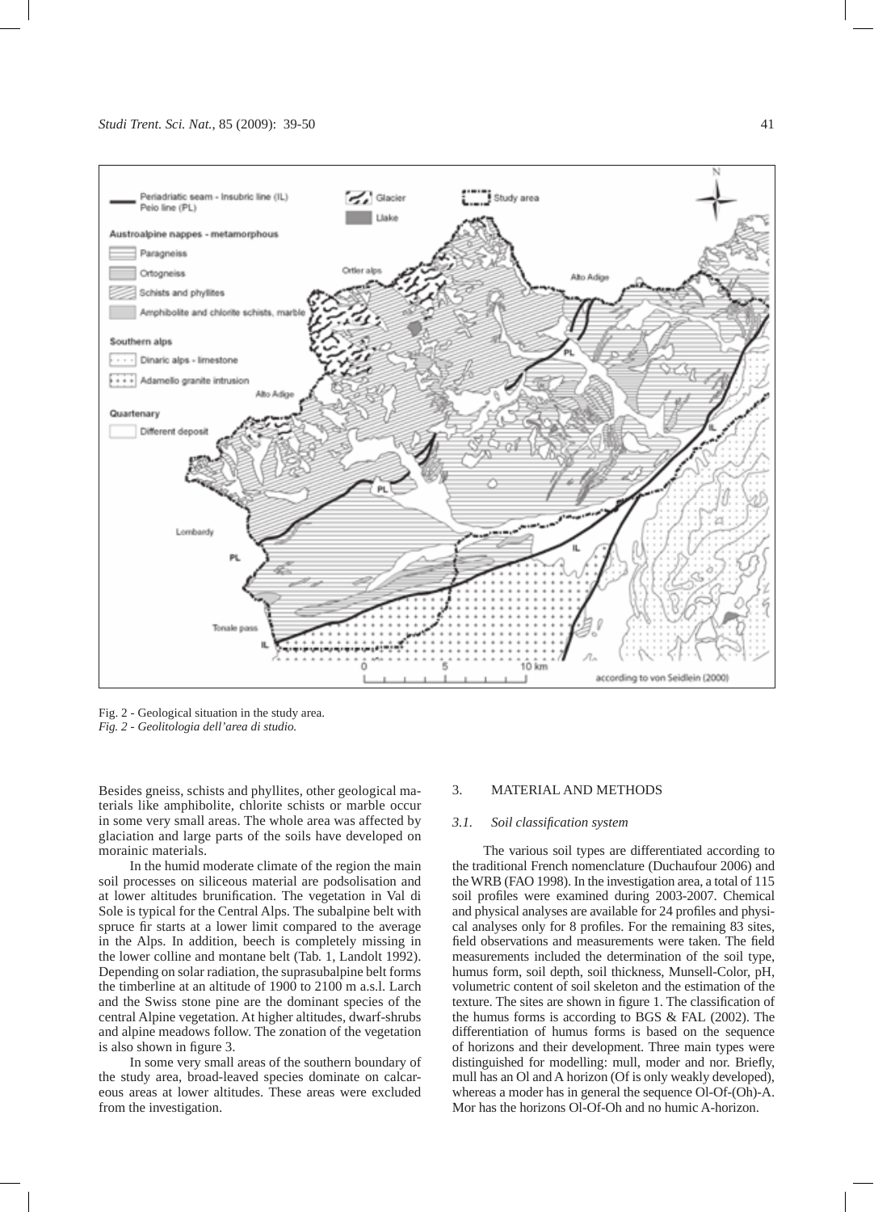Fig. 2 - Geological situation in the study area.
*Fig. 2 - Geolitologia dell'area di studio.*

Besides gneiss, schists and phyllites, other geological materials like amphibolite, chlorite schists or marble occur in some very small areas. The whole area was affected by glaciation and large parts of the soils have developed on morainic materials.

In the humid moderate climate of the region the main soil processes on siliceous material are podsolisation and at lower altitudes brunification. The vegetation in Val di Sole is typical for the Central Alps. The subalpine belt with spruce fir starts at a lower limit compared to the average in the Alps. In addition, beech is completely missing in the lower colline and montane belt (Tab. 1, Landolt 1992). Depending on solar radiation, the suprasubalpine belt forms the timberline at an altitude of 1900 to 2100 m a.s.l. Larch and the Swiss stone pine are the dominant species of the central Alpine vegetation. At higher altitudes, dwarf-shrubs and alpine meadows follow. The zonation of the vegetation is also shown in figure 3.

In some very small areas of the southern boundary of the study area, broad-leaved species dominate on calcareous areas at lower altitudes. These areas were excluded from the investigation.

## 3. MATERIAL AND METHODS

### *3.1. Soil classification system*

The various soil types are differentiated according to the traditional French nomenclature (Duchaufour 2006) and the WRB (FAO 1998). In the investigation area, a total of 115 soil profiles were examined during 2003-2007. Chemical and physical analyses are available for 24 profiles and physical analyses only for 8 profiles. For the remaining 83 sites, field observations and measurements were taken. The field measurements included the determination of the soil type, humus form, soil depth, soil thickness, Munsell-Color, pH, volumetric content of soil skeleton and the estimation of the texture. The sites are shown in figure 1. The classification of the humus forms is according to BGS & FAL (2002). The differentiation of humus forms is based on the sequence of horizons and their development. Three main types were distinguished for modelling: mull, moder and nor. Briefly, mull has an Ol and A horizon (Of is only weakly developed), whereas a moder has in general the sequence Ol-Of-(Oh)-A. Mor has the horizons Ol-Of-Oh and no humic A-horizon.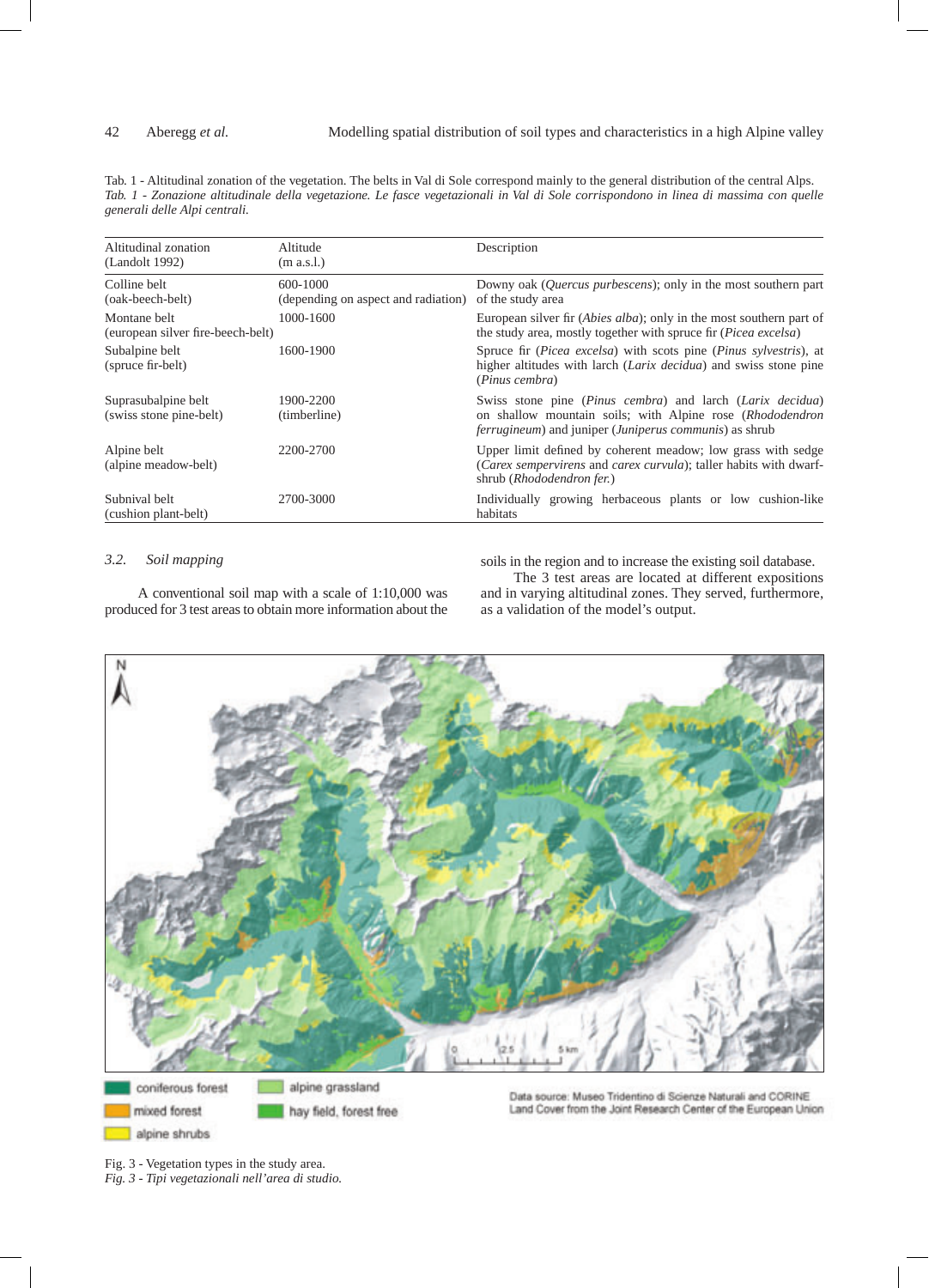Tab. 1 - Altitudinal zonation of the vegetation. The belts in Val di Sole correspond mainly to the general distribution of the central Alps.
*Tab. 1 - Zonazione altitudinale della vegetazione. Le fasce vegetazionali in Val di Sole corrispondono in linea di massima con quelle generali delle Alpi centrali.*

| Altitudinal zonation (Landolt 1992) | Altitude (m a.s.l.) | Description |
|---|---|---|
| Colline belt (oak-beech-belt) | 600-1000 (depending on aspect and radiation) | Downy oak (*Quercus purbescens*); only in the most southern part of the study area |
| Montane belt (european silver fire-beech-belt) | 1000-1600 | European silver fir (*Abies alba*); only in the most southern part of the study area, mostly together with spruce fir (*Picea excelsa*) |
| Subalpine belt (spruce fir-belt) | 1600-1900 | Spruce fir (*Picea excelsa*) with scots pine (*Pinus sylvestris*), at higher altitudes with larch (*Larix decidua*) and swiss stone pine (*Pinus cembra*) |
| Suprasubalpine belt (swiss stone pine-belt) | 1900-2200 (timberline) | Swiss stone pine (*Pinus cembra*) and larch (*Larix decidua*) on shallow mountain soils; with Alpine rose (*Rhododendron ferrugineum*) and juniper (*Juniperus communis*) as shrub |
| Alpine belt (alpine meadow-belt) | 2200-2700 | Upper limit defined by coherent meadow; low grass with sedge (*Carex sempervirens* and *carex curvula*); taller habits with dwarf-shrub (*Rhododendron fer.*) |
| Subnival belt (cushion plant-belt) | 2700-3000 | Individually growing herbaceous plants or low cushion-like habitats |

### 3.2. *Soil mapping*

A conventional soil map with a scale of 1:10,000 was produced for 3 test areas to obtain more information about the soils in the region and to increase the existing soil database.

The 3 test areas are located at different expositions and in varying altitudinal zones. They served, furthermore, as a validation of the model's output.

Fig. 3 - Vegetation types in the study area.
*Fig. 3 - Tipi vegetazionali nell'area di studio.*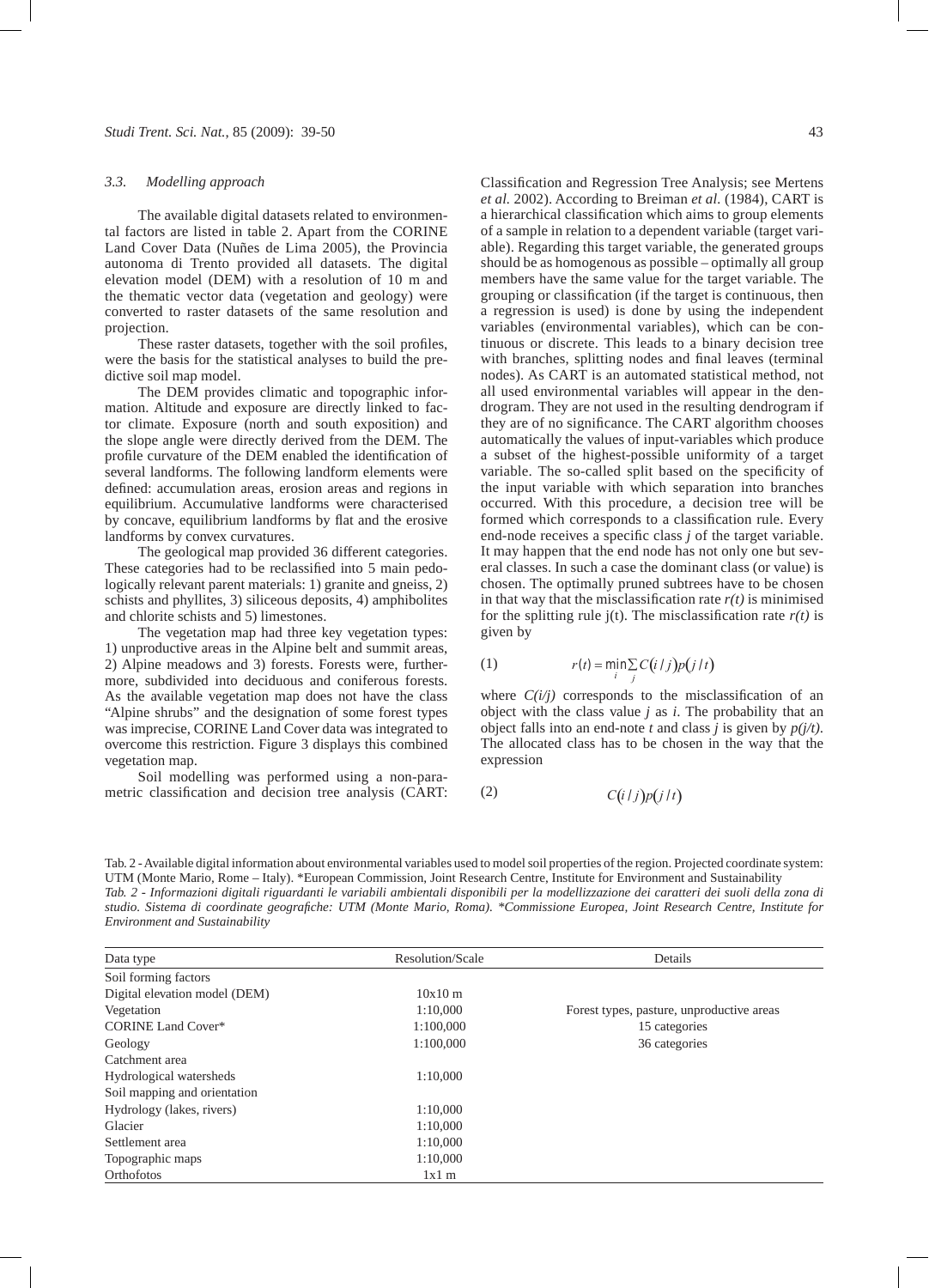### 3.3. *Modelling approach*

The available digital datasets related to environmental factors are listed in table 2. Apart from the CORINE Land Cover Data (Nuñes de Lima 2005), the Provincia autonoma di Trento provided all datasets. The digital elevation model (DEM) with a resolution of 10 m and the thematic vector data (vegetation and geology) were converted to raster datasets of the same resolution and projection.

These raster datasets, together with the soil profiles, were the basis for the statistical analyses to build the predictive soil map model.

The DEM provides climatic and topographic information. Altitude and exposure are directly linked to factor climate. Exposure (north and south exposition) and the slope angle were directly derived from the DEM. The profile curvature of the DEM enabled the identification of several landforms. The following landform elements were defined: accumulation areas, erosion areas and regions in equilibrium. Accumulative landforms were characterised by concave, equilibrium landforms by flat and the erosive landforms by convex curvatures.

The geological map provided 36 different categories. These categories had to be reclassified into 5 main pedologically relevant parent materials: 1) granite and gneiss, 2) schists and phyllites, 3) siliceous deposits, 4) amphibolites and chlorite schists and 5) limestones.

The vegetation map had three key vegetation types: 1) unproductive areas in the Alpine belt and summit areas, 2) Alpine meadows and 3) forests. Forests were, furthermore, subdivided into deciduous and coniferous forests. As the available vegetation map does not have the class "Alpine shrubs" and the designation of some forest types was imprecise, CORINE Land Cover data was integrated to overcome this restriction. Figure 3 displays this combined vegetation map.

Soil modelling was performed using a non-parametric classification and decision tree analysis (CART: Classification and Regression Tree Analysis; see Mertens *et al.* 2002). According to Breiman *et al.* (1984), CART is a hierarchical classification which aims to group elements of a sample in relation to a dependent variable (target variable). Regarding this target variable, the generated groups should be as homogenous as possible – optimally all group members have the same value for the target variable. The grouping or classification (if the target is continuous, then a regression is used) is done by using the independent variables (environmental variables), which can be continuous or discrete. This leads to a binary decision tree with branches, splitting nodes and final leaves (terminal nodes). As CART is an automated statistical method, not all used environmental variables will appear in the dendrogram. They are not used in the resulting dendrogram if they are of no significance. The CART algorithm chooses automatically the values of input-variables which produce a subset of the highest-possible uniformity of a target variable. The so-called split based on the specificity of the input variable with which separation into branches occurred. With this procedure, a decision tree will be formed which corresponds to a classification rule. Every end-node receives a specific class *j* of the target variable. It may happen that the end node has not only one but several classes. In such a case the dominant class (or value) is chosen. The optimally pruned subtrees have to be chosen in that way that the misclassification rate *r(t)* is minimised for the splitting rule j(t). The misclassification rate *r(t)* is given by

$$r(t) = \min_{i} \sum_{j} C(i/j)p(j/t) \tag{1}$$

where *C(i/j)* corresponds to the misclassification of an object with the class value *j* as *i*. The probability that an object falls into an end-note *t* and class *j* is given by *p(j/t)*. The allocated class has to be chosen in the way that the expression

$$C(i/j)p(j/t) \tag{2}$$

Tab. 2 - Available digital information about environmental variables used to model soil properties of the region. Projected coordinate system: UTM (Monte Mario, Rome – Italy). *European Commission, Joint Research Centre, Institute for Environment and Sustainability

*Tab. 2 - Informazioni digitali riguardanti le variabili ambientali disponibili per la modellizzazione dei caratteri dei suoli della zona di studio. Sistema di coordinate geografiche: UTM (Monte Mario, Roma). *Commissione Europea, Joint Research Centre, Institute for Environment and Sustainability*

| Data type | Resolution/Scale | Details |
|---|---|---|
| Soil forming factors | | |
| Digital elevation model (DEM) | 10x10 m | |
| Vegetation | 1:10,000 | Forest types, pasture, unproductive areas |
| CORINE Land Cover* | 1:100,000 | 15 categories |
| Geology | 1:100,000 | 36 categories |
| Catchment area | | |
| Hydrological watersheds | 1:10,000 | |
| Soil mapping and orientation | | |
| Hydrology (lakes, rivers) | 1:10,000 | |
| Glacier | 1:10,000 | |
| Settlement area | 1:10,000 | |
| Topographic maps | 1:10,000 | |
| Orthofotos | 1x1 m | |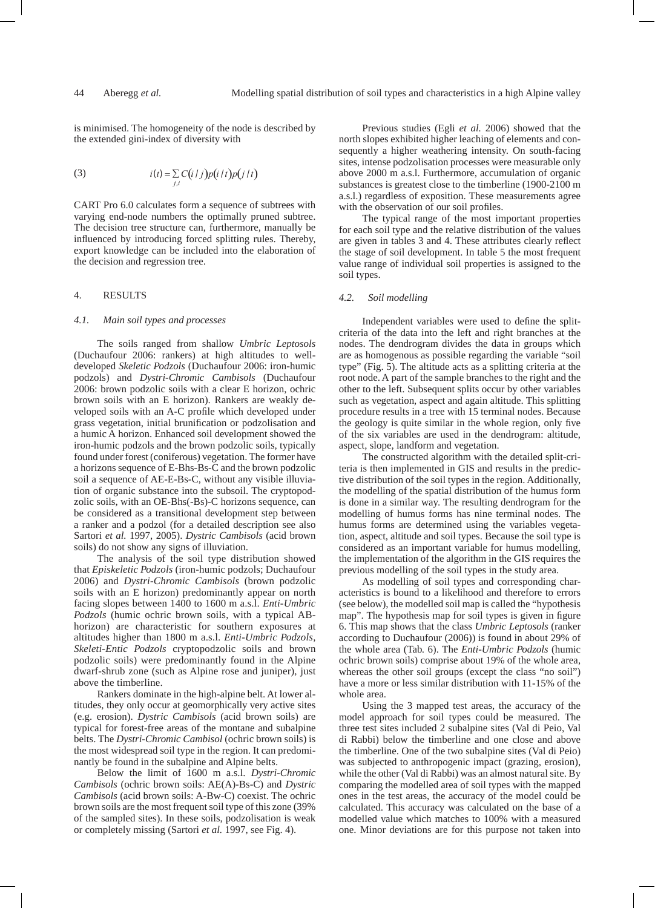is minimised. The homogeneity of the node is described by the extended gini-index of diversity with

$$i(t) = \sum_{j,i} C(i/j)p(i/t)p(j/t) \quad (3)$$

CART Pro 6.0 calculates form a sequence of subtrees with varying end-node numbers the optimally pruned subtree. The decision tree structure can, furthermore, manually be influenced by introducing forced splitting rules. Thereby, export knowledge can be included into the elaboration of the decision and regression tree.

## 4. RESULTS

### 4.1. Main soil types and processes

The soils ranged from shallow *Umbric Leptosols* (Duchaufour 2006: rankers) at high altitudes to well-developed *Skeletic Podzols* (Duchaufour 2006: iron-humic podzols) and *Dystri-Chromic Cambisols* (Duchaufour 2006: brown podzolic soils with a clear E horizon, ochric brown soils with an E horizon). Rankers are weakly developed soils with an A-C profile which developed under grass vegetation, initial brunification or podzolisation and a humic A horizon. Enhanced soil development showed the iron-humic podzols and the brown podzolic soils, typically found under forest (coniferous) vegetation. The former have a horizons sequence of E-Bhs-Bs-C and the brown podzolic soil a sequence of AE-E-Bs-C, without any visible illuviation of organic substance into the subsoil. The cryptopodzolic soils, with an OE-Bhs(-Bs)-C horizons sequence, can be considered as a transitional development step between a ranker and a podzol (for a detailed description see also Sartori *et al.* 1997, 2005). *Dystric Cambisols* (acid brown soils) do not show any signs of illuviation.

The analysis of the soil type distribution showed that *Episkeletic Podzols* (iron-humic podzols; Duchaufour 2006) and *Dystri-Chromic Cambisols* (brown podzolic soils with an E horizon) predominantly appear on north facing slopes between 1400 to 1600 m a.s.l. *Enti-Umbric Podzols* (humic ochric brown soils, with a typical AB-horizon) are characteristic for southern exposures at altitudes higher than 1800 m a.s.l. *Enti-Umbric Podzols*, *Skeleti-Entic Podzols* cryptopodzolic soils and brown podzolic soils) were predominantly found in the Alpine dwarf-shrub zone (such as Alpine rose and juniper), just above the timberline.

Rankers dominate in the high-alpine belt. At lower altitudes, they only occur at geomorphically very active sites (e.g. erosion). *Dystric Cambisols* (acid brown soils) are typical for forest-free areas of the montane and subalpine belts. The *Dystri-Chromic Cambisol* (ochric brown soils) is the most widespread soil type in the region. It can predominantly be found in the subalpine and Alpine belts.

Below the limit of 1600 m a.s.l. *Dystri-Chromic Cambisols* (ochric brown soils: AE(A)-Bs-C) and *Dystric Cambisols* (acid brown soils: A-Bw-C) coexist. The ochric brown soils are the most frequent soil type of this zone (39% of the sampled sites). In these soils, podzolisation is weak or completely missing (Sartori *et al.* 1997, see Fig. 4).

Previous studies (Egli *et al.* 2006) showed that the north slopes exhibited higher leaching of elements and consequently a higher weathering intensity. On south-facing sites, intense podzolisation processes were measurable only above 2000 m a.s.l. Furthermore, accumulation of organic substances is greatest close to the timberline (1900-2100 m a.s.l.) regardless of exposition. These measurements agree with the observation of our soil profiles.

The typical range of the most important properties for each soil type and the relative distribution of the values are given in tables 3 and 4. These attributes clearly reflect the stage of soil development. In table 5 the most frequent value range of individual soil properties is assigned to the soil types.

### 4.2. Soil modelling

Independent variables were used to define the split-criteria of the data into the left and right branches at the nodes. The dendrogram divides the data in groups which are as homogenous as possible regarding the variable "soil type" (Fig. 5). The altitude acts as a splitting criteria at the root node. A part of the sample branches to the right and the other to the left. Subsequent splits occur by other variables such as vegetation, aspect and again altitude. This splitting procedure results in a tree with 15 terminal nodes. Because the geology is quite similar in the whole region, only five of the six variables are used in the dendrogram: altitude, aspect, slope, landform and vegetation.

The constructed algorithm with the detailed split-criteria is then implemented in GIS and results in the predictive distribution of the soil types in the region. Additionally, the modelling of the spatial distribution of the humus form is done in a similar way. The resulting dendrogram for the modelling of humus forms has nine terminal nodes. The humus forms are determined using the variables vegetation, aspect, altitude and soil types. Because the soil type is considered as an important variable for humus modelling, the implementation of the algorithm in the GIS requires the previous modelling of the soil types in the study area.

As modelling of soil types and corresponding characteristics is bound to a likelihood and therefore to errors (see below), the modelled soil map is called the "hypothesis map". The hypothesis map for soil types is given in figure 6. This map shows that the class *Umbric Leptosols* (ranker according to Duchaufour (2006)) is found in about 29% of the whole area (Tab. 6). The *Enti-Umbric Podzols* (humic ochric brown soils) comprise about 19% of the whole area, whereas the other soil groups (except the class "no soil") have a more or less similar distribution with 11-15% of the whole area.

Using the 3 mapped test areas, the accuracy of the model approach for soil types could be measured. The three test sites included 2 subalpine sites (Val di Peio, Val di Rabbi) below the timberline and one close and above the timberline. One of the two subalpine sites (Val di Peio) was subjected to anthropogenic impact (grazing, erosion), while the other (Val di Rabbi) was an almost natural site. By comparing the modelled area of soil types with the mapped ones in the test areas, the accuracy of the model could be calculated. This accuracy was calculated on the base of a modelled value which matches to 100% with a measured one. Minor deviations are for this purpose not taken into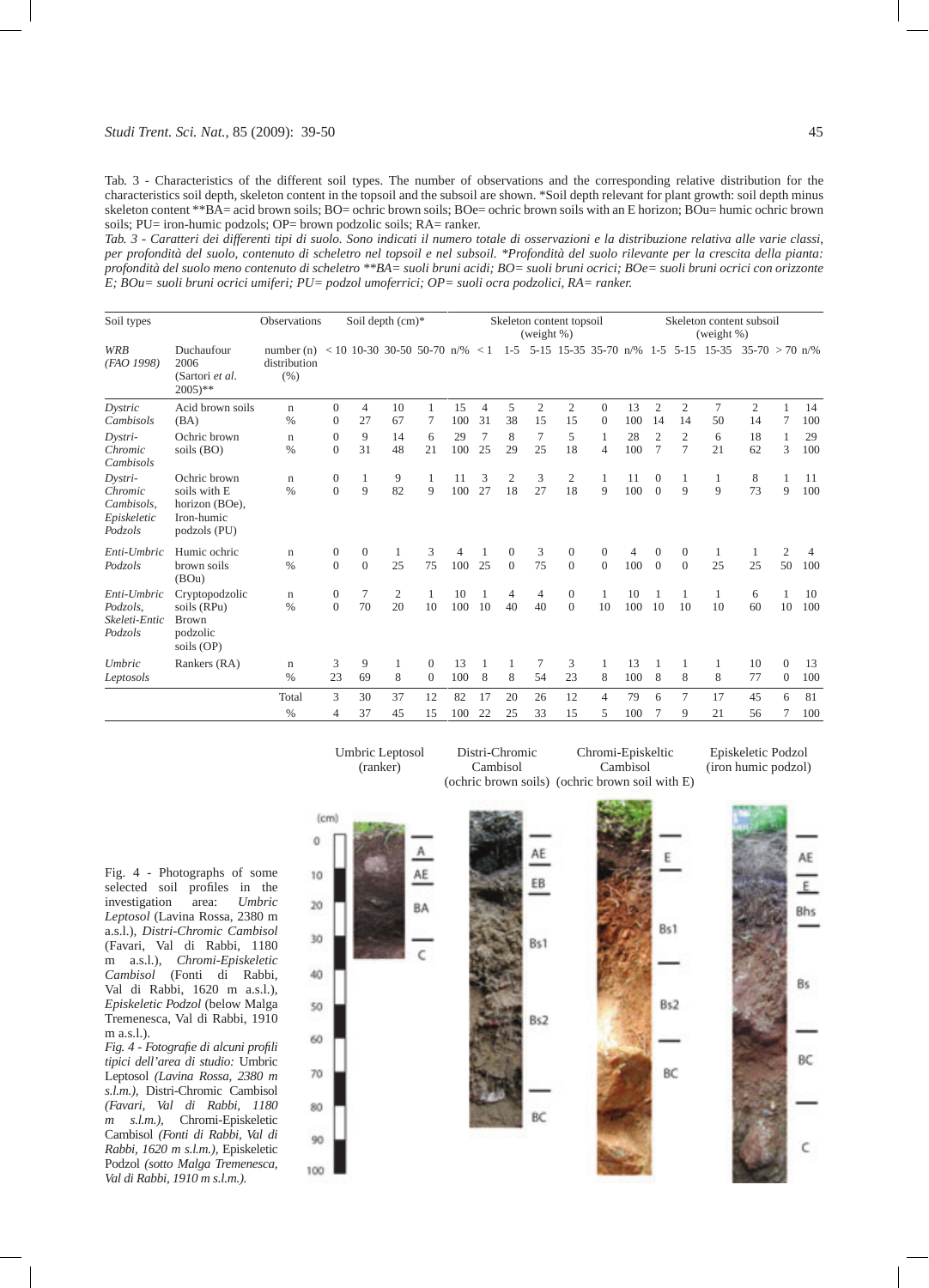Tab. 3 - Characteristics of the different soil types. The number of observations and the corresponding relative distribution for the characteristics soil depth, skeleton content in the topsoil and the subsoil are shown. *Soil depth relevant for plant growth: soil depth minus skeleton content **BA= acid brown soils; BO= ochric brown soils; BOe= ochric brown soils with an E horizon; BOu= humic ochric brown soils; PU= iron-humic podzols; OP= brown podzolic soils; RA= ranker.

*Tab. 3 - Caratteri dei differenti tipi di suolo. Sono indicati il numero totale di osservazioni e la distribuzione relativa alle varie classi, per profondità del suolo, contenuto di scheletro nel topsoil e nel subsoil. *Profondità del suolo rilevante per la crescita della pianta: profondità del suolo meno contenuto di scheletro **BA= suoli bruni acidi; BO= suoli bruni ocrici; BOe= suoli bruni ocrici con orizzonte E; BOu= suoli bruni ocrici umiferi; PU= podzol umoferrici; OP= suoli ocra podzolici, RA= ranker.*

| Soil types | | Observations | Soil depth (cm)* | | | | | Skeleton content topsoil (weight %) | | | | | | Skeleton content subsoil (weight %) | | | | | |
|---|---|---|---|---|---|---|---|---|---|---|---|---|---|---|---|---|---|---|---|
| *WRB (FAO 1998)* | Duchaufour 2006 (Sartori *et al.* 2005)** | number (n) distribution (%) | < 10 | 10-30 | 30-50 | 50-70 | n/% | < 1 | 1-5 | 5-15 | 15-35 | 35-70 | n/% | 1-5 | 5-15 | 15-35 | 35-70 | > 70 | n/% |
| *Dystric Cambisols* | Acid brown soils (BA) | n | 0 | 4 | 10 | 1 | 15 | 4 | 5 | 2 | 2 | 0 | 13 | 2 | 2 | 7 | 2 | 1 | 14 |
| | | % | 0 | 27 | 67 | 7 | 100 | 31 | 38 | 15 | 15 | 0 | 100 | 14 | 14 | 50 | 14 | 7 | 100 |
| *Dystri-Chromic Cambisols* | Ochric brown soils (BO) | n | 0 | 9 | 14 | 6 | 29 | 7 | 8 | 7 | 5 | 1 | 28 | 2 | 2 | 6 | 18 | 1 | 29 |
| | | % | 0 | 31 | 48 | 21 | 100 | 25 | 29 | 25 | 18 | 4 | 100 | 7 | 7 | 21 | 62 | 3 | 100 |
| *Dystri-Chromic Cambisols, Episkeletic Podzols* | Ochric brown soils with E horizon (BOe), Iron-humic podzols (PU) | n | 0 | 1 | 9 | 1 | 11 | 3 | 2 | 3 | 2 | 1 | 11 | 0 | 1 | 1 | 8 | 1 | 11 |
| | | % | 0 | 9 | 82 | 9 | 100 | 27 | 18 | 27 | 18 | 9 | 100 | 0 | 9 | 9 | 73 | 9 | 100 |
| *Enti-Umbric Podzols* | Humic ochric brown soils (BOu) | n | 0 | 0 | 1 | 3 | 4 | 1 | 0 | 3 | 0 | 0 | 4 | 0 | 0 | 1 | 1 | 2 | 4 |
| | | % | 0 | 0 | 25 | 75 | 100 | 25 | 0 | 75 | 0 | 0 | 100 | 0 | 0 | 25 | 25 | 50 | 100 |
| *Enti-Umbric Podzols, Skeleti-Entic Podzols* | Cryptopodzolic soils (RPu) Brown podzolic soils (OP) | n | 0 | 7 | 2 | 1 | 10 | 1 | 4 | 4 | 0 | 1 | 10 | 1 | 1 | 1 | 6 | 1 | 10 |
| | | % | 0 | 70 | 20 | 10 | 100 | 10 | 40 | 40 | 0 | 10 | 100 | 10 | 10 | 10 | 60 | 10 | 100 |
| *Umbric Leptosols* | Rankers (RA) | n | 3 | 9 | 1 | 0 | 13 | 1 | 1 | 7 | 3 | 1 | 13 | 1 | 1 | 1 | 10 | 0 | 13 |
| | | % | 23 | 69 | 8 | 0 | 100 | 8 | 8 | 54 | 23 | 8 | 100 | 8 | 8 | 8 | 77 | 0 | 100 |
| | | Total | 3 | 30 | 37 | 12 | 82 | 17 | 20 | 26 | 12 | 4 | 79 | 6 | 7 | 17 | 45 | 6 | 81 |
| | | % | 4 | 37 | 45 | 15 | 100 | 22 | 25 | 33 | 15 | 5 | 100 | 7 | 9 | 21 | 56 | 7 | 100 |

Fig. 4 - Photographs of some selected soil profiles in the investigation area: *Umbric Leptosol* (Lavina Rossa, 2380 m a.s.l.), *Distri-Chromic Cambisol* (Favari, Val di Rabbi, 1180 m a.s.l.), *Chromi-Episkeletic Cambisol* (Fonti di Rabbi, Val di Rabbi, 1620 m a.s.l.), *Episkeletic Podzol* (below Malga Tremenesca, Val di Rabbi, 1910 m a.s.l.).

*Fig. 4 - Fotografie di alcuni profili tipici dell'area di studio:* Umbric Leptosol *(Lavina Rossa, 2380 m s.l.m.),* Distri-Chromic Cambisol *(Favari, Val di Rabbi, 1180 m s.l.m.),* Chromi-Episkeletic Cambisol *(Fonti di Rabbi, Val di Rabbi, 1620 m s.l.m.),* Episkeletic Podzol *(sotto Malga Tremenesca, Val di Rabbi, 1910 m s.l.m.).*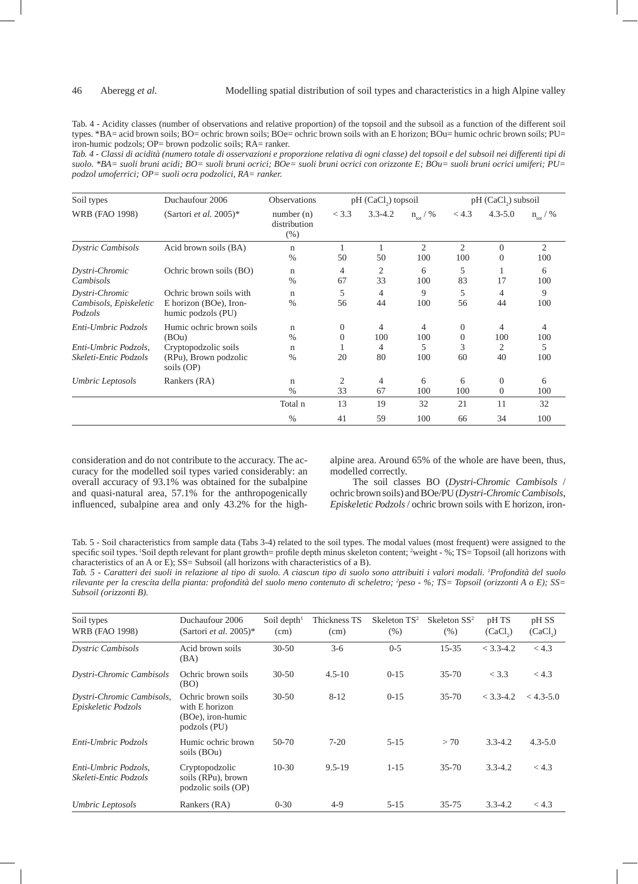Tab. 4 - Acidity classes (number of observations and relative proportion) of the topsoil and the subsoil as a function of the different soil types. *BA= acid brown soils; BO= ochric brown soils; BOe= ochric brown soils with an E horizon; BOu= humic ochric brown soils; PU= iron-humic podzols; OP= brown podzolic soils; RA= ranker.

*Tab. 4 - Classi di acidità (numero totale di osservazioni e proporzione relativa di ogni classe) del topsoil e del subsoil nei differenti tipi di suolo. *BA= suoli bruni acidi; BO= suoli bruni ocrici; BOe= suoli bruni ocrici con orizzonte E; BOu= suoli bruni ocrici umiferi; PU= podzol umoferrici; OP= suoli ocra podzolici, RA= ranker.*

| Soil types | Duchaufour 2006 | Observations | pH ($CaCl_2$) topsoil | | | pH ($CaCl_2$) subsoil | | |
|---|---|---|---|---|---|---|---|---|
| WRB (FAO 1998) | (Sartori *et al.* 2005)* | number (n) distribution (%) | < 3.3 | 3.3-4.2 | $n_{tot}$ / % | < 4.3 | 4.3-5.0 | $n_{tot}$ / % |
| *Dystric Cambisols* | Acid brown soils (BA) | n<br>% | 1<br>50 | 1<br>50 | 2<br>100 | 2<br>100 | 0<br>0 | 2<br>100 |
| *Dystri-Chromic Cambisols* | Ochric brown soils (BO) | n<br>% | 4<br>67 | 2<br>33 | 6<br>100 | 5<br>83 | 1<br>17 | 6<br>100 |
| *Dystri-Chromic Cambisols, Episkeletic Podzols* | Ochric brown soils with E horizon (BOe), Iron-humic podzols (PU) | n<br>% | 5<br>56 | 4<br>44 | 9<br>100 | 5<br>56 | 4<br>44 | 9<br>100 |
| *Enti-Umbric Podzols* | Humic ochric brown soils (BOu) | n<br>% | 0<br>0 | 4<br>100 | 4<br>100 | 0<br>0 | 4<br>100 | 4<br>100 |
| *Enti-Umbric Podzols, Skeleti-Entic Podzols* | Cryptopodzolic soils (RPu), Brown podzolic soils (OP) | n<br>% | 1<br>20 | 4<br>80 | 5<br>100 | 3<br>60 | 2<br>40 | 5<br>100 |
| *Umbric Leptosols* | Rankers (RA) | n<br>% | 2<br>33 | 4<br>67 | 6<br>100 | 6<br>100 | 0<br>0 | 6<br>100 |
| | | Total n | 13 | 19 | 32 | 21 | 11 | 32 |
| | | % | 41 | 59 | 100 | 66 | 34 | 100 |

consideration and do not contribute to the accuracy. The accuracy for the modelled soil types varied considerably: an overall accuracy of 93.1% was obtained for the subalpine and quasi-natural area, 57.1% for the anthropogenically influenced, subalpine area and only 43.2% for the high-alpine area. Around 65% of the whole are have been, thus, modelled correctly.

The soil classes BO (*Dystri-Chromic Cambisols* / ochric brown soils) and BOe/PU (*Dystri-Chromic Cambisols, Episkeletic Podzols* / ochric brown soils with E horizon, iron-

Tab. 5 - Soil characteristics from sample data (Tabs 3-4) related to the soil types. The modal values (most frequent) were assigned to the specific soil types. [1]Soil depth relevant for plant growth= profile depth minus skeleton content; [2]weight - %; TS= Topsoil (all horizons with characteristics of an A or E); SS= Subsoil (all horizons with characteristics of a B).

*Tab. 5 - Caratteri dei suoli in relazione al tipo di suolo. A ciascun tipo di suolo sono attribuiti i valori modali. [1]Profondità del suolo rilevante per la crescita della pianta: profondità del suolo meno contenuto di scheletro; [2]peso - %; TS= Topsoil (orizzonti A o E); SS= Subsoil (orizzonti B).*

| Soil types<br>WRB (FAO 1998) | Duchaufour 2006<br>(Sartori *et al.* 2005)* | Soil depth[1] (cm) | Thickness TS (cm) | Skeleton TS[2] (%) | Skeleton SS[2] (%) | pH TS ($CaCl_2$) | pH SS ($CaCl_2$) |
|---|---|---|---|---|---|---|---|
| *Dystric Cambisols* | Acid brown soils (BA) | 30-50 | 3-6 | 0-5 | 15-35 | < 3.3-4.2 | < 4.3 |
| *Dystri-Chromic Cambisols* | Ochric brown soils (BO) | 30-50 | 4.5-10 | 0-15 | 35-70 | < 3.3 | < 4.3 |
| *Dystri-Chromic Cambisols, Episkeletic Podzols* | Ochric brown soils with E horizon (BOe), iron-humic podzols (PU) | 30-50 | 8-12 | 0-15 | 35-70 | < 3.3-4.2 | < 4.3-5.0 |
| *Enti-Umbric Podzols* | Humic ochric brown soils (BOu) | 50-70 | 7-20 | 5-15 | > 70 | 3.3-4.2 | 4.3-5.0 |
| *Enti-Umbric Podzols, Skeleti-Entic Podzols* | Cryptopodzolic soils (RPu), brown podzolic soils (OP) | 10-30 | 9.5-19 | 1-15 | 35-70 | 3.3-4.2 | < 4.3 |
| *Umbric Leptosols* | Rankers (RA) | 0-30 | 4-9 | 5-15 | 35-75 | 3.3-4.2 | < 4.3 |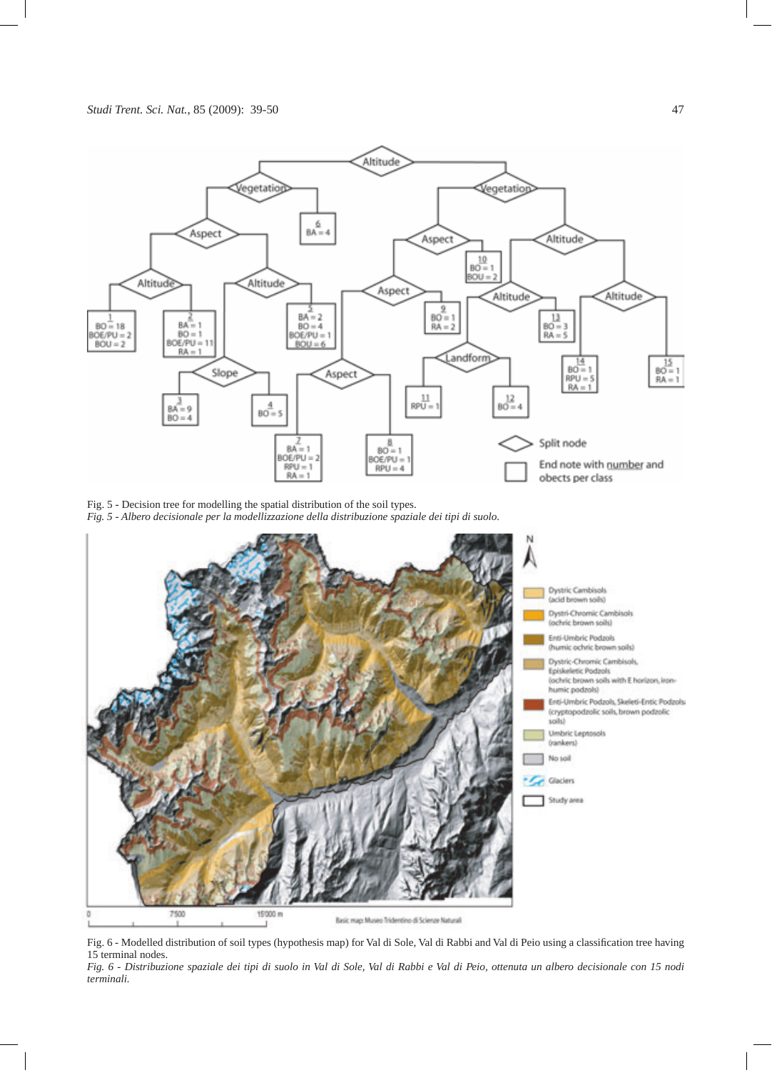Fig. 5 - Decision tree for modelling the spatial distribution of the soil types.
*Fig. 5 - Albero decisionale per la modellizzazione della distribuzione spaziale dei tipi di suolo.*

Fig. 6 - Modelled distribution of soil types (hypothesis map) for Val di Sole, Val di Rabbi and Val di Peio using a classification tree having 15 terminal nodes.
*Fig. 6 - Distribuzione spaziale dei tipi di suolo in Val di Sole, Val di Rabbi e Val di Peio, ottenuta un albero decisionale con 15 nodi terminali.*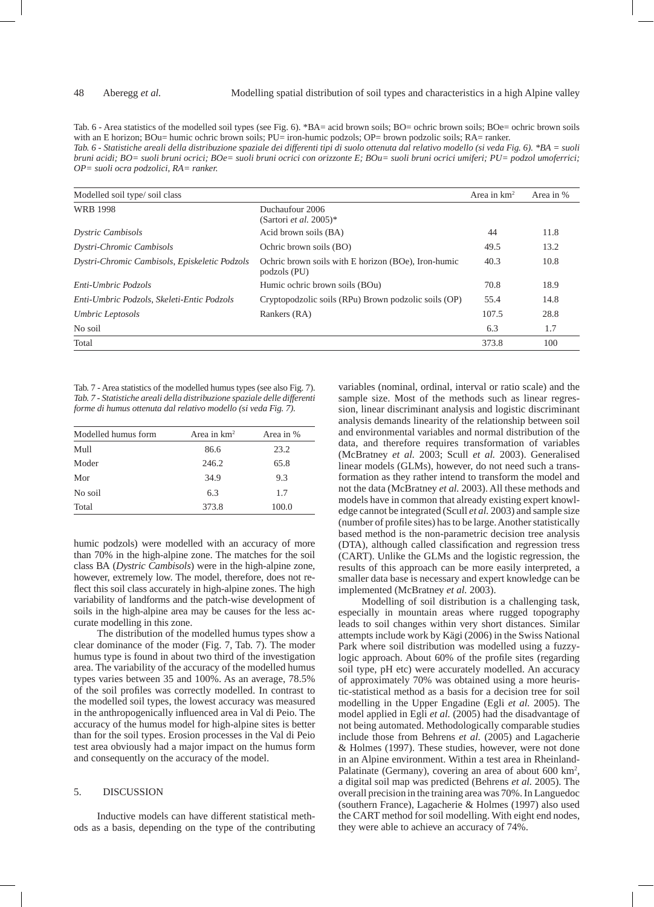Tab. 6 - Area statistics of the modelled soil types (see Fig. 6). *BA= acid brown soils; BO= ochric brown soils; BOe= ochric brown soils with an E horizon; BOu= humic ochric brown soils; PU= iron-humic podzols; OP= brown podzolic soils; RA= ranker.

*Tab. 6 - Statistiche areali della distribuzione spaziale dei differenti tipi di suolo ottenuta dal relativo modello (si veda Fig. 6). *BA = suoli bruni acidi; BO= suoli bruni ocrici; BOe= suoli bruni ocrici con orizzonte E; BOu= suoli bruni ocrici umiferi; PU= podzol umoferrici; OP= suoli ocra podzolici, RA= ranker.*

| Modelled soil type/ soil class | | Area in km² | Area in % |
|---|---|---|---|
| WRB 1998 | Duchaufour 2006 (Sartori *et al.* 2005)* | | |
| *Dystric Cambisols* | Acid brown soils (BA) | 44 | 11.8 |
| *Dystri-Chromic Cambisols* | Ochric brown soils (BO) | 49.5 | 13.2 |
| *Dystri-Chromic Cambisols, Episkeletic Podzols* | Ochric brown soils with E horizon (BOe), Iron-humic podzols (PU) | 40.3 | 10.8 |
| *Enti-Umbric Podzols* | Humic ochric brown soils (BOu) | 70.8 | 18.9 |
| *Enti-Umbric Podzols, Skeleti-Entic Podzols* | Cryptopodzolic soils (RPu) Brown podzolic soils (OP) | 55.4 | 14.8 |
| *Umbric Leptosols* | Rankers (RA) | 107.5 | 28.8 |
| No soil | | 6.3 | 1.7 |
| Total | | 373.8 | 100 |

Tab. 7 - Area statistics of the modelled humus types (see also Fig. 7).

*Tab. 7 - Statistiche areali della distribuzione spaziale delle differenti forme di humus ottenuta dal relativo modello (si veda Fig. 7).*

| Modelled humus form | Area in km² | Area in % |
|---|---|---|
| Mull | 86.6 | 23.2 |
| Moder | 246.2 | 65.8 |
| Mor | 34.9 | 9.3 |
| No soil | 6.3 | 1.7 |
| Total | 373.8 | 100.0 |

humic podzols) were modelled with an accuracy of more than 70% in the high-alpine zone. The matches for the soil class BA (*Dystric Cambisols*) were in the high-alpine zone, however, extremely low. The model, therefore, does not reflect this soil class accurately in high-alpine zones. The high variability of landforms and the patch-wise development of soils in the high-alpine area may be causes for the less accurate modelling in this zone.

The distribution of the modelled humus types show a clear dominance of the moder (Fig. 7, Tab. 7). The moder humus type is found in about two third of the investigation area. The variability of the accuracy of the modelled humus types varies between 35 and 100%. As an average, 78.5% of the soil profiles was correctly modelled. In contrast to the modelled soil types, the lowest accuracy was measured in the anthropogenically influenced area in Val di Peio. The accuracy of the humus model for high-alpine sites is better than for the soil types. Erosion processes in the Val di Peio test area obviously had a major impact on the humus form and consequently on the accuracy of the model.

## 5. DISCUSSION

Inductive models can have different statistical methods as a basis, depending on the type of the contributing variables (nominal, ordinal, interval or ratio scale) and the sample size. Most of the methods such as linear regression, linear discriminant analysis and logistic discriminant analysis demands linearity of the relationship between soil and environmental variables and normal distribution of the data, and therefore requires transformation of variables (McBratney *et al.* 2003; Scull *et al.* 2003). Generalised linear models (GLMs), however, do not need such a transformation as they rather intend to transform the model and not the data (McBratney *et al.* 2003). All these methods and models have in common that already existing expert knowledge cannot be integrated (Scull *et al.* 2003) and sample size (number of profile sites) has to be large. Another statistically based method is the non-parametric decision tree analysis (DTA), although called classification and regression tress (CART). Unlike the GLMs and the logistic regression, the results of this approach can be more easily interpreted, a smaller data base is necessary and expert knowledge can be implemented (McBratney *et al.* 2003).

Modelling of soil distribution is a challenging task, especially in mountain areas where rugged topography leads to soil changes within very short distances. Similar attempts include work by Kägi (2006) in the Swiss National Park where soil distribution was modelled using a fuzzy-logic approach. About 60% of the profile sites (regarding soil type, pH etc) were accurately modelled. An accuracy of approximately 70% was obtained using a more heuristic-statistical method as a basis for a decision tree for soil modelling in the Upper Engadine (Egli *et al.* 2005). The model applied in Egli *et al.* (2005) had the disadvantage of not being automated. Methodologically comparable studies include those from Behrens *et al.* (2005) and Lagacherie & Holmes (1997). These studies, however, were not done in an Alpine environment. Within a test area in Rheinland-Palatinate (Germany), covering an area of about 600 km², a digital soil map was predicted (Behrens *et al.* 2005). The overall precision in the training area was 70%. In Languedoc (southern France), Lagacherie & Holmes (1997) also used the CART method for soil modelling. With eight end nodes, they were able to achieve an accuracy of 74%.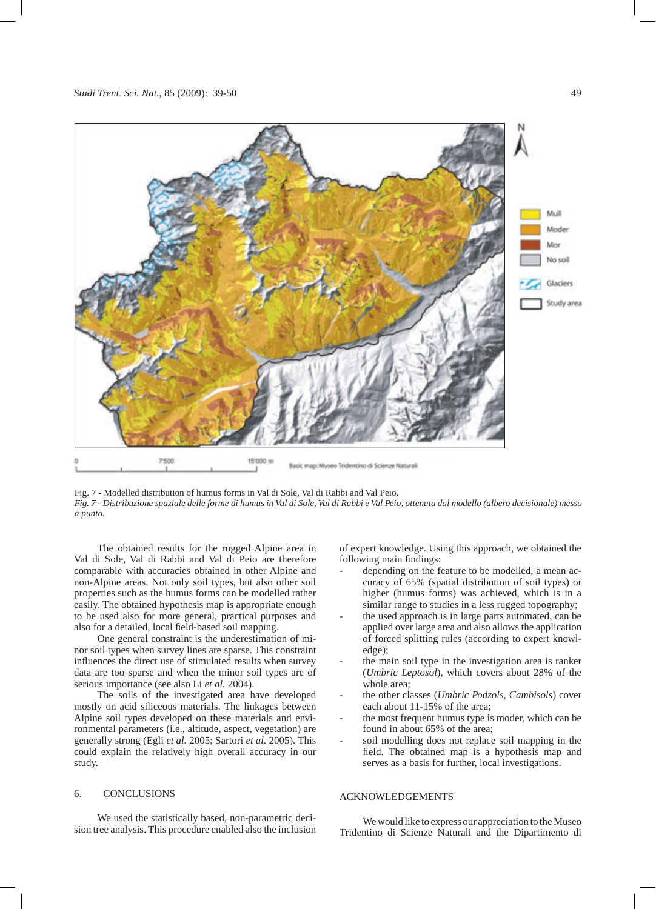Fig. 7 - Modelled distribution of humus forms in Val di Sole, Val di Rabbi and Val Peio.
*Fig. 7 - Distribuzione spaziale delle forme di humus in Val di Sole, Val di Rabbi e Val Peio, ottenuta dal modello (albero decisionale) messo a punto.*

The obtained results for the rugged Alpine area in Val di Sole, Val di Rabbi and Val di Peio are therefore comparable with accuracies obtained in other Alpine and non-Alpine areas. Not only soil types, but also other soil properties such as the humus forms can be modelled rather easily. The obtained hypothesis map is appropriate enough to be used also for more general, practical purposes and also for a detailed, local field-based soil mapping.

One general constraint is the underestimation of minor soil types when survey lines are sparse. This constraint influences the direct use of stimulated results when survey data are too sparse and when the minor soil types are of serious importance (see also Li *et al.* 2004).

The soils of the investigated area have developed mostly on acid siliceous materials. The linkages between Alpine soil types developed on these materials and environmental parameters (i.e., altitude, aspect, vegetation) are generally strong (Egli *et al.* 2005; Sartori *et al.* 2005). This could explain the relatively high overall accuracy in our study.

## 6. CONCLUSIONS

We used the statistically based, non-parametric decision tree analysis. This procedure enabled also the inclusion of expert knowledge. Using this approach, we obtained the following main findings:

- depending on the feature to be modelled, a mean accuracy of 65% (spatial distribution of soil types) or higher (humus forms) was achieved, which is in a similar range to studies in a less rugged topography;
- the used approach is in large parts automated, can be applied over large area and also allows the application of forced splitting rules (according to expert knowledge);
- the main soil type in the investigation area is ranker (*Umbric Leptosol*), which covers about 28% of the whole area;
- the other classes (*Umbric Podzols*, *Cambisols*) cover each about 11-15% of the area;
- the most frequent humus type is moder, which can be found in about 65% of the area;
- soil modelling does not replace soil mapping in the field. The obtained map is a hypothesis map and serves as a basis for further, local investigations.

## ACKNOWLEDGEMENTS

We would like to express our appreciation to the Museo Tridentino di Scienze Naturali and the Dipartimento di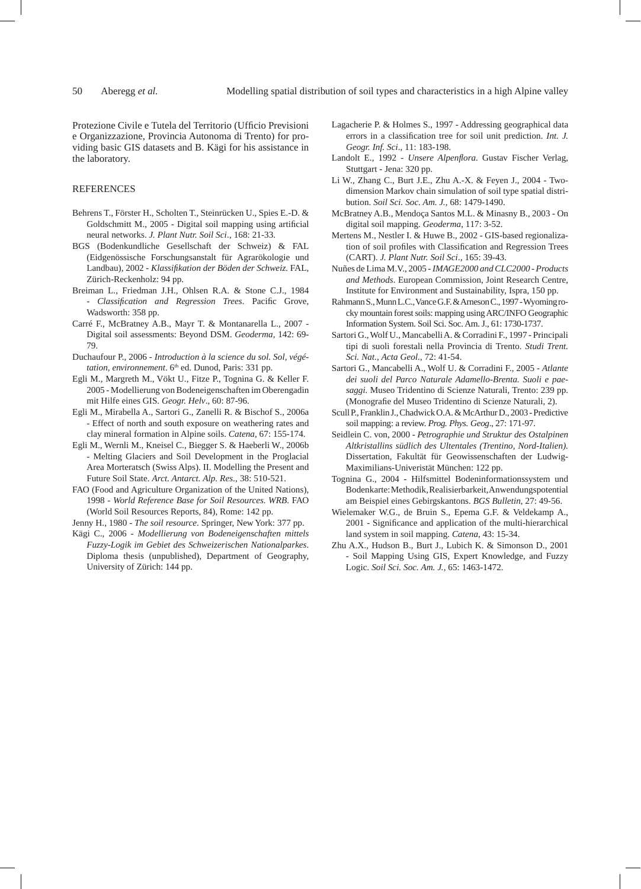Protezione Civile e Tutela del Territorio (Ufficio Previsioni e Organizzazione, Provincia Autonoma di Trento) for providing basic GIS datasets and B. Kägi for his assistance in the laboratory.

## REFERENCES

Behrens T., Förster H., Scholten T., Steinrücken U., Spies E.-D. & Goldschmitt M., 2005 - Digital soil mapping using artificial neural networks. *J. Plant Nutr. Soil Sci*., 168: 21-33.

BGS (Bodenkundliche Gesellschaft der Schweiz) & FAL (Eidgenössische Forschungsanstalt für Agrarökologie und Landbau), 2002 - *Klassifikation der Böden der Schweiz*. FAL, Zürich-Reckenholz: 94 pp.

Breiman L., Friedman J.H., Ohlsen R.A. & Stone C.J., 1984 - *Classification and Regression Trees*. Pacific Grove, Wadsworth: 358 pp.

Carré F., McBratney A.B., Mayr T. & Montanarella L., 2007 - Digital soil assessments: Beyond DSM. *Geoderma*, 142: 69-79.

Duchaufour P., 2006 - *Introduction à la science du sol. Sol, végétation, environnement*. 6th ed. Dunod, Paris: 331 pp.

Egli M., Margreth M., Vökt U., Fitze P., Tognina G. & Keller F. 2005 - Modellierung von Bodeneigenschaften im Oberengadin mit Hilfe eines GIS. *Geogr. Helv*., 60: 87-96.

Egli M., Mirabella A., Sartori G., Zanelli R. & Bischof S., 2006a - Effect of north and south exposure on weathering rates and clay mineral formation in Alpine soils. *Catena*, 67: 155-174.

Egli M., Wernli M., Kneisel C., Biegger S. & Haeberli W., 2006b - Melting Glaciers and Soil Development in the Proglacial Area Morteratsch (Swiss Alps). II. Modelling the Present and Future Soil State. *Arct. Antarct. Alp. Res*., 38: 510-521.

FAO (Food and Agriculture Organization of the United Nations), 1998 - *World Reference Base for Soil Resources. WRB*. FAO (World Soil Resources Reports, 84), Rome: 142 pp.

Jenny H., 1980 - *The soil resource*. Springer, New York: 377 pp.

Kägi C., 2006 - *Modellierung von Bodeneigenschaften mittels Fuzzy-Logik im Gebiet des Schweizerischen Nationalparkes*. Diploma thesis (unpublished), Department of Geography, University of Zürich: 144 pp.

Lagacherie P. & Holmes S., 1997 - Addressing geographical data errors in a classification tree for soil unit prediction. *Int. J. Geogr. Inf. Sci*., 11: 183-198.

Landolt E., 1992 - *Unsere Alpenflora*. Gustav Fischer Verlag, Stuttgart - Jena: 320 pp.

Li W., Zhang C., Burt J.E., Zhu A.-X. & Feyen J., 2004 - Two-dimension Markov chain simulation of soil type spatial distribution. *Soil Sci. Soc. Am. J.*, 68: 1479-1490.

McBratney A.B., Mendoça Santos M.L. & Minasny B., 2003 - On digital soil mapping. *Geoderma*, 117: 3-52.

Mertens M., Nestler I. & Huwe B., 2002 - GIS-based regionalization of soil profiles with Classification and Regression Trees (CART). *J. Plant Nutr. Soil Sci*., 165: 39-43.

Nuñes de Lima M.V., 2005 - *IMAGE2000 and CLC2000 - Products and Methods*. European Commission, Joint Research Centre, Institute for Environment and Sustainability, Ispra, 150 pp.

Rahmann S., Munn L.C., Vance G.F. & Arneson C., 1997 - Wyoming rocky mountain forest soils: mapping using ARC/INFO Geographic Information System. Soil Sci. Soc. Am. J., 61: 1730-1737.

Sartori G., Wolf U., Mancabelli A. & Corradini F., 1997 - Principali tipi di suoli forestali nella Provincia di Trento. *Studi Trent. Sci. Nat., Acta Geol.*, 72: 41-54.

Sartori G., Mancabelli A., Wolf U. & Corradini F., 2005 - *Atlante dei suoli del Parco Naturale Adamello-Brenta. Suoli e paesaggi.* Museo Tridentino di Scienze Naturali, Trento: 239 pp. (Monografie del Museo Tridentino di Scienze Naturali, 2).

Scull P., Franklin J., Chadwick O.A. & McArthur D., 2003 - Predictive soil mapping: a review. *Prog. Phys. Geog*., 27: 171-97.

Seidlein C. von, 2000 - *Petrographie und Struktur des Ostalpinen Altkristallins südlich des Ultentales (Trentino, Nord-Italien).* Dissertation, Fakultät für Geowissenschaften der Ludwig-Maximilians-Univeristät München: 122 pp.

Tognina G., 2004 - Hilfsmittel Bodeninformationssystem und Bodenkarte: Methodik, Realisierbarkeit, Anwendungspotential am Beispiel eines Gebirgskantons. *BGS Bulletin*, 27: 49-56.

Wielemaker W.G., de Bruin S., Epema G.F. & Veldekamp A., 2001 - Significance and application of the multi-hierarchical land system in soil mapping. *Catena*, 43: 15-34.

Zhu A.X., Hudson B., Burt J., Lubich K. & Simonson D., 2001 - Soil Mapping Using GIS, Expert Knowledge, and Fuzzy Logic. *Soil Sci. Soc. Am. J.*, 65: 1463-1472.